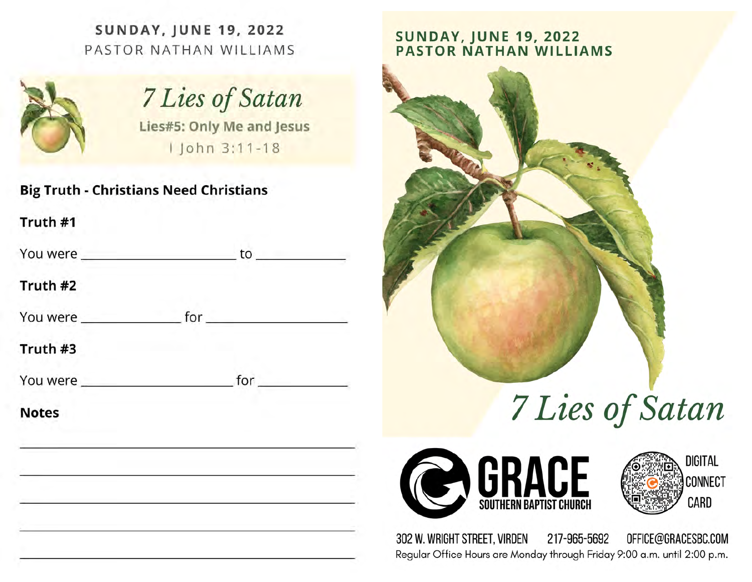**SUNDAY, JUNE 19, 2022**
PASTOR NATHAN WILLIAMS

# *7 Lies of Satan*

### Lies#5: Only Me and Jesus

I John 3:11-18

**Big Truth - Christians Need Christians**

**Truth #1**

You were ______________________ to _____________

**Truth #2**

You were ______________ for ____________________

**Truth #3**

You were ______________________ for _____________

**Notes**

_______________________________________________

_______________________________________________

_______________________________________________

_______________________________________________

_______________________________________________

**SUNDAY, JUNE 19, 2022**
**PASTOR NATHAN WILLIAMS**

# *7 Lies of Satan*

**GRACE**
SOUTHERN BAPTIST CHURCH

DIGITAL CONNECT CARD

302 W. WRIGHT STREET, VIRDEN 217-965-5692 OFFICE@GRACESBC.COM
Regular Office Hours are Monday through Friday 9:00 a.m. until 2:00 p.m.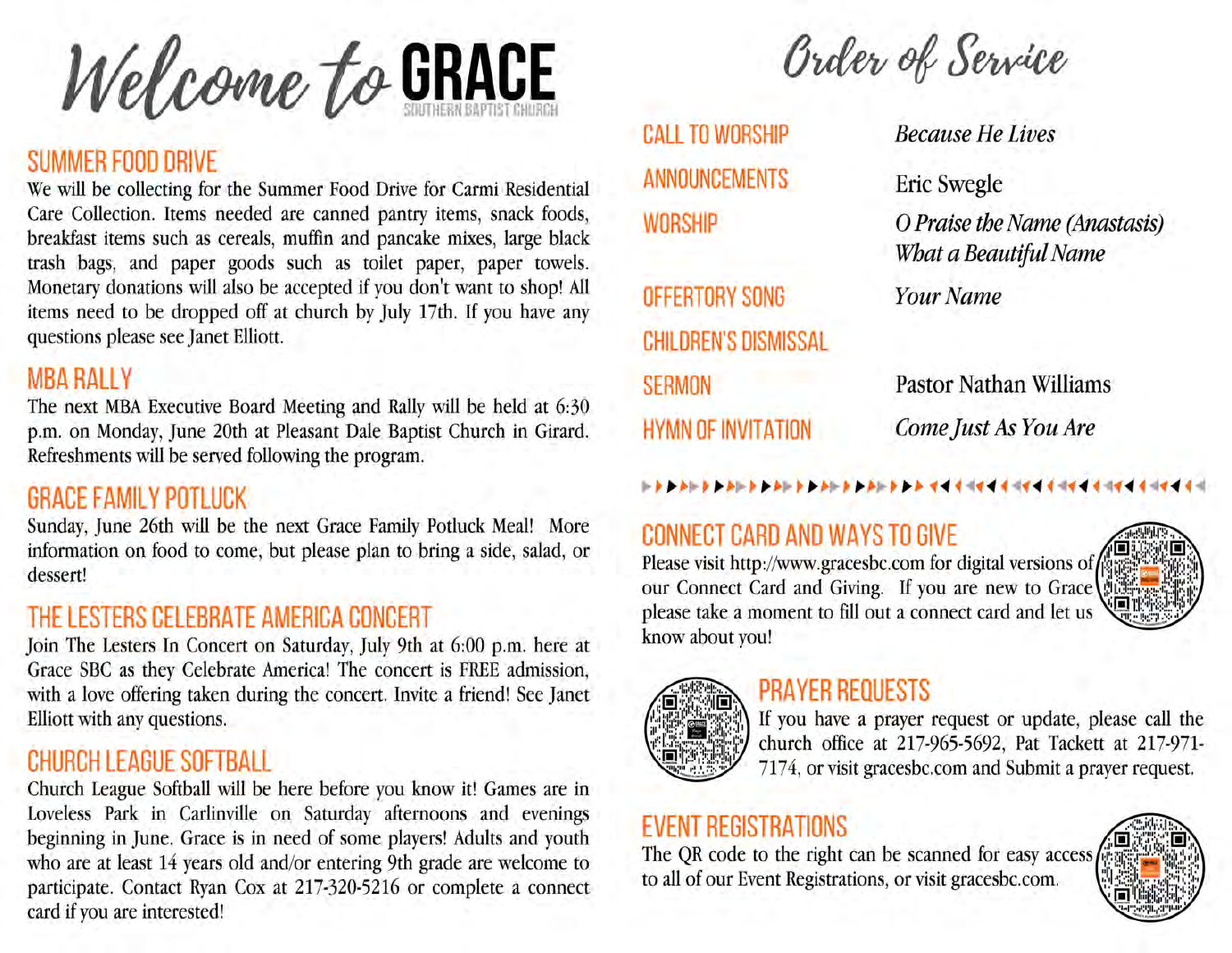# Welcome to GRACE

SOUTHERN BAPTIST CHURCH

## SUMMER FOOD DRIVE

We will be collecting for the Summer Food Drive for Carmi Residential Care Collection. Items needed are canned pantry items, snack foods, breakfast items such as cereals, muffin and pancake mixes, large black trash bags, and paper goods such as toilet paper, paper towels. Monetary donations will also be accepted if you don't want to shop! All items need to be dropped off at church by July 17th. If you have any questions please see Janet Elliott.

## MBA RALLY

The next MBA Executive Board Meeting and Rally will be held at 6:30 p.m. on Monday, June 20th at Pleasant Dale Baptist Church in Girard. Refreshments will be served following the program.

## GRACE FAMILY POTLUCK

Sunday, June 26th will be the next Grace Family Potluck Meal! More information on food to come, but please plan to bring a side, salad, or dessert!

## THE LESTERS CELEBRATE AMERICA CONCERT

Join The Lesters In Concert on Saturday, July 9th at 6:00 p.m. here at Grace SBC as they Celebrate America! The concert is FREE admission, with a love offering taken during the concert. Invite a friend! See Janet Elliott with any questions.

## CHURCH LEAGUE SOFTBALL

Church League Softball will be here before you know it! Games are in Loveless Park in Carlinville on Saturday afternoons and evenings beginning in June. Grace is in need of some players! Adults and youth who are at least 14 years old and/or entering 9th grade are welcome to participate. Contact Ryan Cox at 217-320-5216 or complete a connect card if you are interested!

# Order of Service

| | |
|---|---|
| CALL TO WORSHIP | *Because He Lives* |
| ANNOUNCEMENTS | Eric Swegle |
| WORSHIP | *O Praise the Name (Anastasis)*<br>*What a Beautiful Name* |
| OFFERTORY SONG | *Your Name* |
| CHILDREN'S DISMISSAL | |
| SERMON | Pastor Nathan Williams |
| HYMN OF INVITATION | *Come Just As You Are* |

## CONNECT CARD AND WAYS TO GIVE

Please visit http://www.gracesbc.com for digital versions of our Connect Card and Giving. If you are new to Grace please take a moment to fill out a connect card and let us know about you!

## PRAYER REQUESTS

If you have a prayer request or update, please call the church office at 217-965-5692, Pat Tackett at 217-971-7174, or visit gracesbc.com and Submit a prayer request.

## EVENT REGISTRATIONS

The QR code to the right can be scanned for easy access to all of our Event Registrations, or visit gracesbc.com.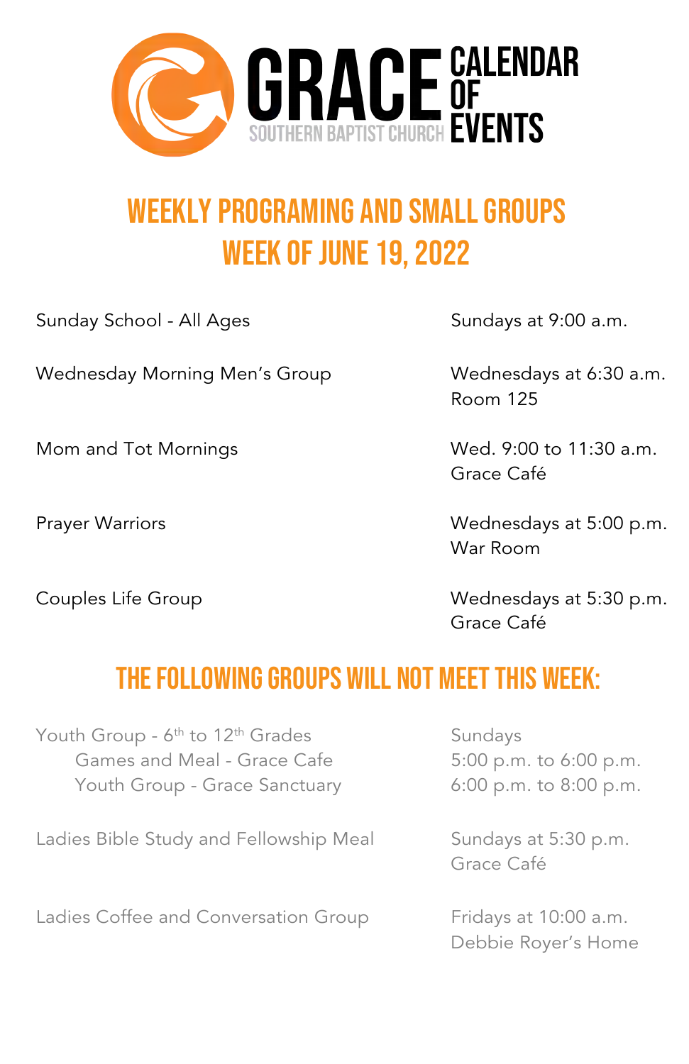# GRACE SOUTHERN BAPTIST CHURCH CALENDAR OF EVENTS

## WEEKLY PROGRAMING AND SMALL GROUPS
## WEEK OF JUNE 19, 2022

| | |
|---|---|
| Sunday School - All Ages | Sundays at 9:00 a.m. |
| Wednesday Morning Men's Group | Wednesdays at 6:30 a.m.<br>Room 125 |
| Mom and Tot Mornings | Wed. 9:00 to 11:30 a.m.<br>Grace Café |
| Prayer Warriors | Wednesdays at 5:00 p.m.<br>War Room |
| Couples Life Group | Wednesdays at 5:30 p.m.<br>Grace Café |

## THE FOLLOWING GROUPS WILL NOT MEET THIS WEEK:

| | |
|---|---|
| Youth Group - 6th to 12th Grades | Sundays |
| Games and Meal - Grace Cafe | 5:00 p.m. to 6:00 p.m. |
| Youth Group - Grace Sanctuary | 6:00 p.m. to 8:00 p.m. |
| Ladies Bible Study and Fellowship Meal | Sundays at 5:30 p.m.<br>Grace Café |
| Ladies Coffee and Conversation Group | Fridays at 10:00 a.m.<br>Debbie Royer's Home |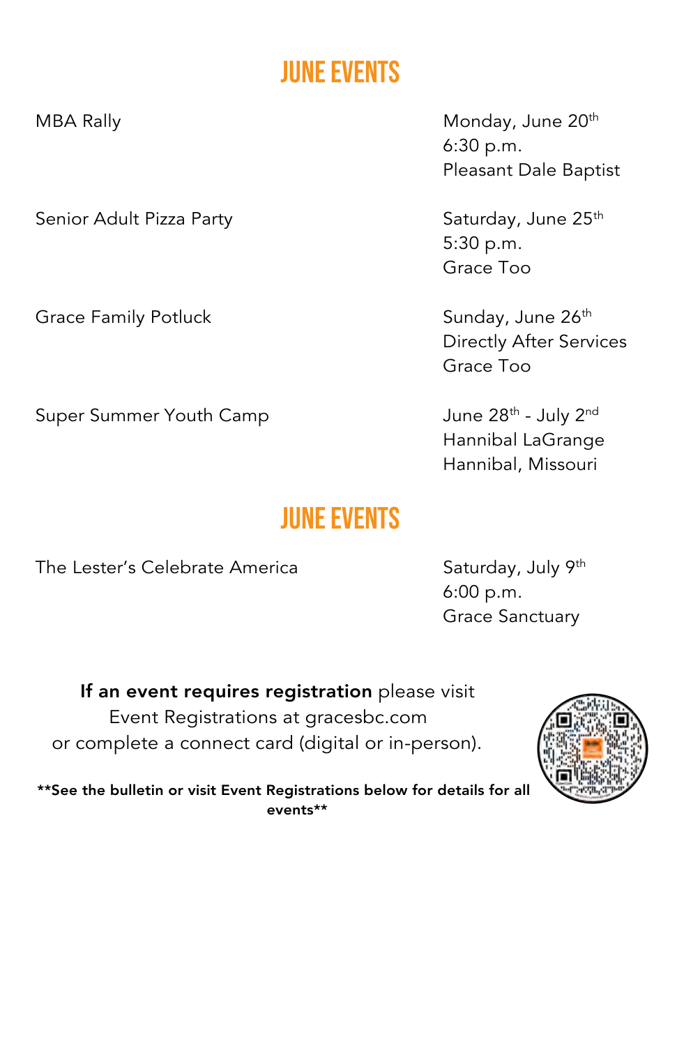# JUNE EVENTS

| | |
|---|---|
| MBA Rally | Monday, June 20th<br>6:30 p.m.<br>Pleasant Dale Baptist |
| Senior Adult Pizza Party | Saturday, June 25th<br>5:30 p.m.<br>Grace Too |
| Grace Family Potluck | Sunday, June 26th<br>Directly After Services<br>Grace Too |
| Super Summer Youth Camp | June 28th - July 2nd<br>Hannibal LaGrange<br>Hannibal, Missouri |

# JUNE EVENTS

| | |
|---|---|
| The Lester's Celebrate America | Saturday, July 9th<br>6:00 p.m.<br>Grace Sanctuary |

**If an event requires registration** please visit Event Registrations at gracesbc.com or complete a connect card (digital or in-person).

****See the bulletin or visit Event Registrations below for details for all events****